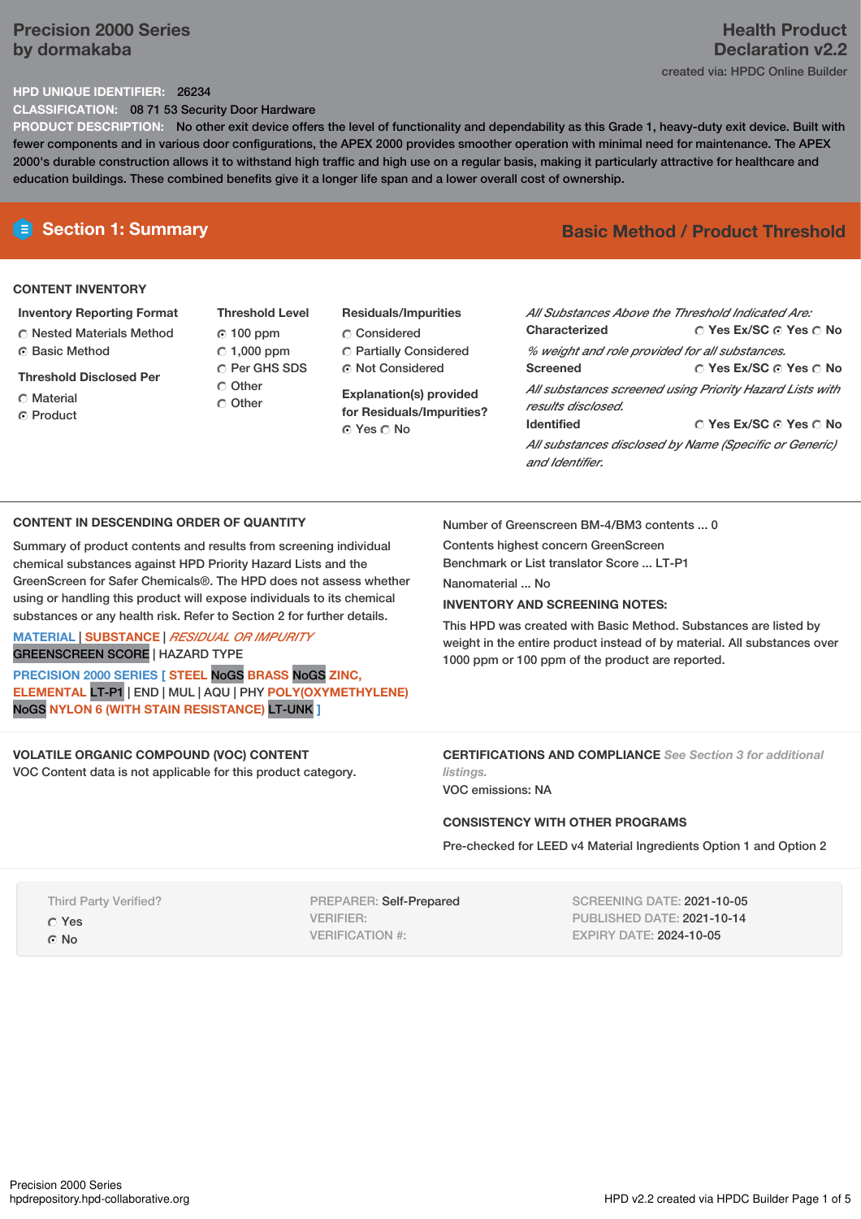# Precision 2000 Series by dormakaba

**Health Product Declaration v2.2**

created via: HPDC Online Builder

**HPD UNIQUE IDENTIFIER:** 26234

**CLASSIFICATION:** 08 71 53 Security Door Hardware

**PRODUCT DESCRIPTION:** No other exit device offers the level of functionality and dependability as this Grade 1, heavy-duty exit device. Built with fewer components and in various door configurations, the APEX 2000 provides smoother operation with minimal need for maintenance. The APEX 2000's durable construction allows it to withstand high traffic and high use on a regular basis, making it particularly attractive for healthcare and education buildings. These combined benefits give it a longer life span and a lower overall cost of ownership.

## Section 1: Summary

**Basic Method / Product Threshold**

### CONTENT INVENTORY

**Inventory Reporting Format**

- ○ Nested Materials Method
- ● Basic Method

**Threshold Disclosed Per**

- ○ Material
- ● Product

**Threshold Level**

- ● 100 ppm
- ○ 1,000 ppm
- ○ Per GHS SDS
- ○ Other
- ○ Other

**Residuals/Impurities**

- ○ Considered
- ○ Partially Considered
- ● Not Considered

**Explanation(s) provided for Residuals/Impurities?**

● Yes ○ No

*All Substances Above the Threshold Indicated Are:*

**Characterized** ○ Yes Ex/SC ● Yes ○ No

*% weight and role provided for all substances.*

**Screened** ○ Yes Ex/SC ● Yes ○ No

*All substances screened using Priority Hazard Lists with results disclosed.*

**Identified** ○ Yes Ex/SC ● Yes ○ No

*All substances disclosed by Name (Specific or Generic) and Identifier.*

### CONTENT IN DESCENDING ORDER OF QUANTITY

Summary of product contents and results from screening individual chemical substances against HPD Priority Hazard Lists and the GreenScreen for Safer Chemicals®. The HPD does not assess whether using or handling this product will expose individuals to its chemical substances or any health risk. Refer to Section 2 for further details.

MATERIAL | SUBSTANCE | *RESIDUAL OR IMPURITY*
GREENSCREEN SCORE | HAZARD TYPE

PRECISION 2000 SERIES [ STEEL NoGS BRASS NoGS ZINC, ELEMENTAL LT-P1 | END | MUL | AQU | PHY POLY(OXYMETHYLENE) NoGS NYLON 6 (WITH STAIN RESISTANCE) LT-UNK ]

Number of Greenscreen BM-4/BM3 contents ... 0

Contents highest concern GreenScreen Benchmark or List translator Score ... LT-P1

Nanomaterial ... No

**INVENTORY AND SCREENING NOTES:**

This HPD was created with Basic Method. Substances are listed by weight in the entire product instead of by material. All substances over 1000 ppm or 100 ppm of the product are reported.

### VOLATILE ORGANIC COMPOUND (VOC) CONTENT

VOC Content data is not applicable for this product category.

### CERTIFICATIONS AND COMPLIANCE

*See Section 3 for additional listings.*

VOC emissions: NA

### CONSISTENCY WITH OTHER PROGRAMS

Pre-checked for LEED v4 Material Ingredients Option 1 and Option 2

Third Party Verified?

- ○ Yes
- ● No

PREPARER: Self-Prepared
VERIFIER:
VERIFICATION #:

SCREENING DATE: 2021-10-05
PUBLISHED DATE: 2021-10-14
EXPIRY DATE: 2024-10-05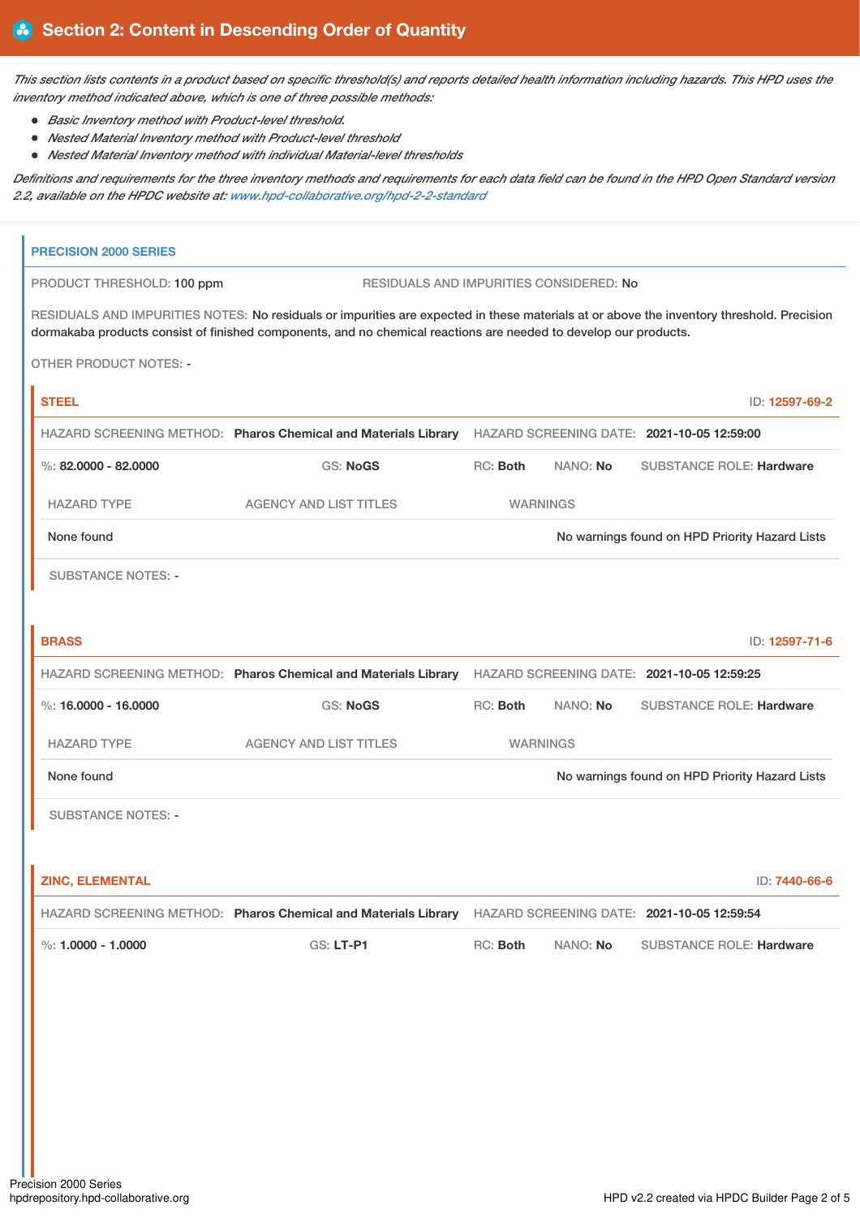## Section 2: Content in Descending Order of Quantity

*This section lists contents in a product based on specific threshold(s) and reports detailed health information including hazards. This HPD uses the inventory method indicated above, which is one of three possible methods:*

- *Basic Inventory method with Product-level threshold.*
- *Nested Material Inventory method with Product-level threshold*
- *Nested Material Inventory method with individual Material-level thresholds*

*Definitions and requirements for the three inventory methods and requirements for each data field can be found in the HPD Open Standard version 2.2, available on the HPDC website at: www.hpd-collaborative.org/hpd-2-2-standard*

### PRECISION 2000 SERIES

PRODUCT THRESHOLD: 100 ppm

RESIDUALS AND IMPURITIES CONSIDERED: No

RESIDUALS AND IMPURITIES NOTES: No residuals or impurities are expected in these materials at or above the inventory threshold. Precision dormakaba products consist of finished components, and no chemical reactions are needed to develop our products.

OTHER PRODUCT NOTES: -

#### STEEL

ID: 12597-69-2

HAZARD SCREENING METHOD: **Pharos Chemical and Materials Library** HAZARD SCREENING DATE: **2021-10-05 12:59:00**

%: **82.0000 - 82.0000** GS: **NoGS** RC: **Both** NANO: **No** SUBSTANCE ROLE: **Hardware**

| HAZARD TYPE | AGENCY AND LIST TITLES | WARNINGS |
|---|---|---|
| None found | | No warnings found on HPD Priority Hazard Lists |

SUBSTANCE NOTES: -

#### BRASS

ID: 12597-71-6

HAZARD SCREENING METHOD: **Pharos Chemical and Materials Library** HAZARD SCREENING DATE: **2021-10-05 12:59:25**

%: **16.0000 - 16.0000** GS: **NoGS** RC: **Both** NANO: **No** SUBSTANCE ROLE: **Hardware**

| HAZARD TYPE | AGENCY AND LIST TITLES | WARNINGS |
|---|---|---|
| None found | | No warnings found on HPD Priority Hazard Lists |

SUBSTANCE NOTES: -

#### ZINC, ELEMENTAL

ID: 7440-66-6

HAZARD SCREENING METHOD: **Pharos Chemical and Materials Library** HAZARD SCREENING DATE: **2021-10-05 12:59:54**

%: **1.0000 - 1.0000** GS: **LT-P1** RC: **Both** NANO: **No** SUBSTANCE ROLE: **Hardware**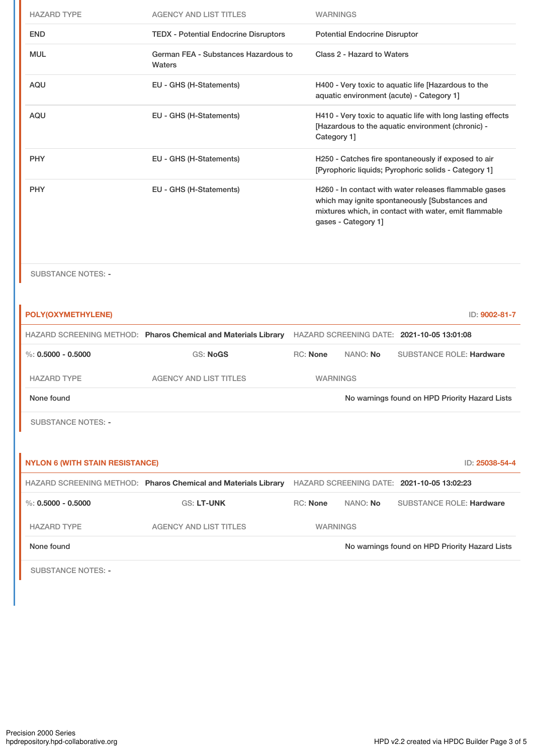| HAZARD TYPE | AGENCY AND LIST TITLES | WARNINGS |
|---|---|---|
| END | TEDX - Potential Endocrine Disruptors | Potential Endocrine Disruptor |
| MUL | German FEA - Substances Hazardous to Waters | Class 2 - Hazard to Waters |
| AQU | EU - GHS (H-Statements) | H400 - Very toxic to aquatic life [Hazardous to the aquatic environment (acute) - Category 1] |
| AQU | EU - GHS (H-Statements) | H410 - Very toxic to aquatic life with long lasting effects [Hazardous to the aquatic environment (chronic) - Category 1] |
| PHY | EU - GHS (H-Statements) | H250 - Catches fire spontaneously if exposed to air [Pyrophoric liquids; Pyrophoric solids - Category 1] |
| PHY | EU - GHS (H-Statements) | H260 - In contact with water releases flammable gases which may ignite spontaneously [Substances and mixtures which, in contact with water, emit flammable gases - Category 1] |

SUBSTANCE NOTES: -

**POLY(OXYMETHYLENE)** ID: **9002-81-7**

HAZARD SCREENING METHOD: **Pharos Chemical and Materials Library** HAZARD SCREENING DATE: **2021-10-05 13:01:08**

%: **0.5000 - 0.5000** GS: **NoGS** RC: **None** NANO: **No** SUBSTANCE ROLE: **Hardware**

| HAZARD TYPE | AGENCY AND LIST TITLES | WARNINGS |
|---|---|---|
| None found | | No warnings found on HPD Priority Hazard Lists |

SUBSTANCE NOTES: -

**NYLON 6 (WITH STAIN RESISTANCE)** ID: **25038-54-4**

HAZARD SCREENING METHOD: **Pharos Chemical and Materials Library** HAZARD SCREENING DATE: **2021-10-05 13:02:23**

%: **0.5000 - 0.5000** GS: **LT-UNK** RC: **None** NANO: **No** SUBSTANCE ROLE: **Hardware**

| HAZARD TYPE | AGENCY AND LIST TITLES | WARNINGS |
|---|---|---|
| None found | | No warnings found on HPD Priority Hazard Lists |

SUBSTANCE NOTES: -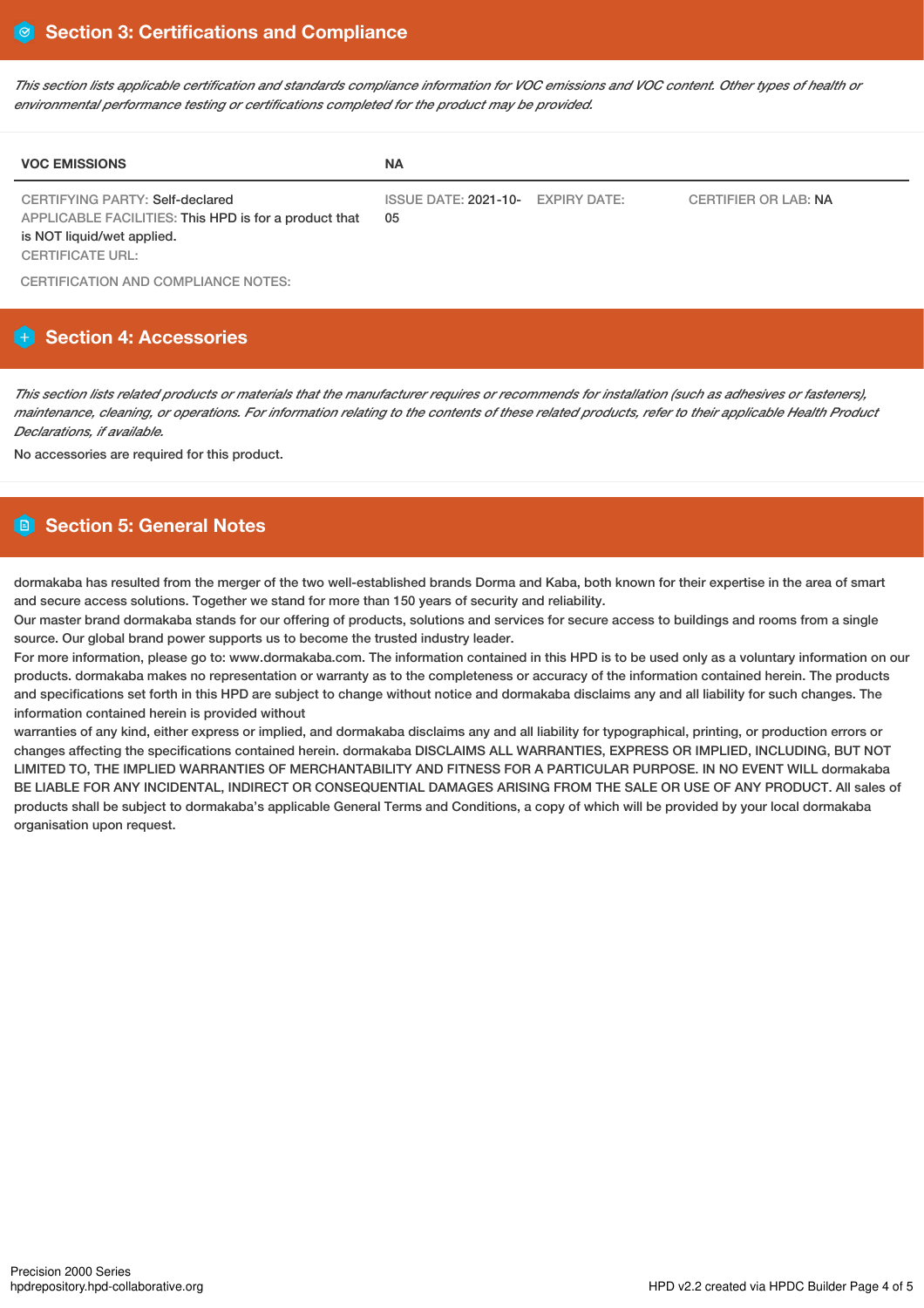## Section 3: Certifications and Compliance

*This section lists applicable certification and standards compliance information for VOC emissions and VOC content. Other types of health or environmental performance testing or certifications completed for the product may be provided.*

| VOC EMISSIONS | NA | | |
|---|---|---|---|
| CERTIFYING PARTY: Self-declared<br>APPLICABLE FACILITIES: This HPD is for a product that is NOT liquid/wet applied.<br>CERTIFICATE URL: | ISSUE DATE: 2021-10-05 | EXPIRY DATE: | CERTIFIER OR LAB: NA |

CERTIFICATION AND COMPLIANCE NOTES:

## Section 4: Accessories

*This section lists related products or materials that the manufacturer requires or recommends for installation (such as adhesives or fasteners), maintenance, cleaning, or operations. For information relating to the contents of these related products, refer to their applicable Health Product Declarations, if available.*

No accessories are required for this product.

## Section 5: General Notes

dormakaba has resulted from the merger of the two well-established brands Dorma and Kaba, both known for their expertise in the area of smart and secure access solutions. Together we stand for more than 150 years of security and reliability.
Our master brand dormakaba stands for our offering of products, solutions and services for secure access to buildings and rooms from a single source. Our global brand power supports us to become the trusted industry leader.
For more information, please go to: www.dormakaba.com. The information contained in this HPD is to be used only as a voluntary information on our products. dormakaba makes no representation or warranty as to the completeness or accuracy of the information contained herein. The products and specifications set forth in this HPD are subject to change without notice and dormakaba disclaims any and all liability for such changes. The information contained herein is provided without
warranties of any kind, either express or implied, and dormakaba disclaims any and all liability for typographical, printing, or production errors or changes affecting the specifications contained herein. dormakaba DISCLAIMS ALL WARRANTIES, EXPRESS OR IMPLIED, INCLUDING, BUT NOT LIMITED TO, THE IMPLIED WARRANTIES OF MERCHANTABILITY AND FITNESS FOR A PARTICULAR PURPOSE. IN NO EVENT WILL dormakaba BE LIABLE FOR ANY INCIDENTAL, INDIRECT OR CONSEQUENTIAL DAMAGES ARISING FROM THE SALE OR USE OF ANY PRODUCT. All sales of products shall be subject to dormakaba's applicable General Terms and Conditions, a copy of which will be provided by your local dormakaba organisation upon request.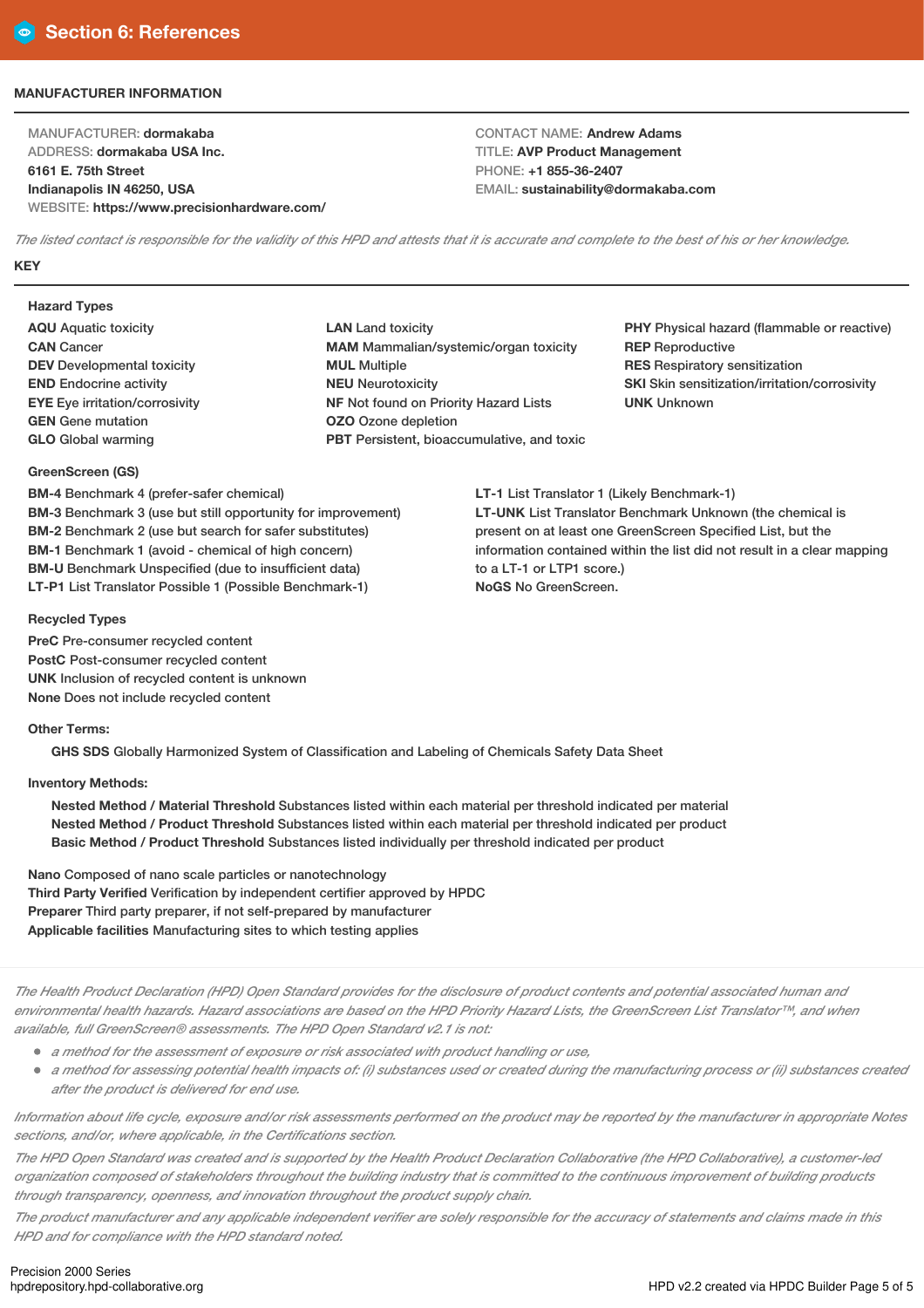## Section 6: References

### MANUFACTURER INFORMATION

MANUFACTURER: **dormakaba**
ADDRESS: **dormakaba USA Inc.**
**6161 E. 75th Street**
**Indianapolis IN 46250, USA**
WEBSITE: **https://www.precisionhardware.com/**

CONTACT NAME: **Andrew Adams**
TITLE: **AVP Product Management**
PHONE: **+1 855-36-2407**
EMAIL: **sustainability@dormakaba.com**

*The listed contact is responsible for the validity of this HPD and attests that it is accurate and complete to the best of his or her knowledge.*

### KEY

**Hazard Types**

**AQU** Aquatic toxicity
**CAN** Cancer
**DEV** Developmental toxicity
**END** Endocrine activity
**EYE** Eye irritation/corrosivity
**GEN** Gene mutation
**GLO** Global warming
**LAN** Land toxicity
**MAM** Mammalian/systemic/organ toxicity
**MUL** Multiple
**NEU** Neurotoxicity
**NF** Not found on Priority Hazard Lists
**OZO** Ozone depletion
**PBT** Persistent, bioaccumulative, and toxic
**PHY** Physical hazard (flammable or reactive)
**REP** Reproductive
**RES** Respiratory sensitization
**SKI** Skin sensitization/irritation/corrosivity
**UNK** Unknown

**GreenScreen (GS)**

**BM-4** Benchmark 4 (prefer-safer chemical)
**BM-3** Benchmark 3 (use but still opportunity for improvement)
**BM-2** Benchmark 2 (use but search for safer substitutes)
**BM-1** Benchmark 1 (avoid - chemical of high concern)
**BM-U** Benchmark Unspecified (due to insufficient data)
**LT-P1** List Translator Possible 1 (Possible Benchmark-1)
**LT-1** List Translator 1 (Likely Benchmark-1)
**LT-UNK** List Translator Benchmark Unknown (the chemical is present on at least one GreenScreen Specified List, but the information contained within the list did not result in a clear mapping to a LT-1 or LTP1 score.)
**NoGS** No GreenScreen.

**Recycled Types**

**PreC** Pre-consumer recycled content
**PostC** Post-consumer recycled content
**UNK** Inclusion of recycled content is unknown
**None** Does not include recycled content

**Other Terms:**

**GHS SDS** Globally Harmonized System of Classification and Labeling of Chemicals Safety Data Sheet

**Inventory Methods:**

**Nested Method / Material Threshold** Substances listed within each material per threshold indicated per material
**Nested Method / Product Threshold** Substances listed within each material per threshold indicated per product
**Basic Method / Product Threshold** Substances listed individually per threshold indicated per product

**Nano** Composed of nano scale particles or nanotechnology
**Third Party Verified** Verification by independent certifier approved by HPDC
**Preparer** Third party preparer, if not self-prepared by manufacturer
**Applicable facilities** Manufacturing sites to which testing applies

*The Health Product Declaration (HPD) Open Standard provides for the disclosure of product contents and potential associated human and environmental health hazards. Hazard associations are based on the HPD Priority Hazard Lists, the GreenScreen List Translator™, and when available, full GreenScreen® assessments. The HPD Open Standard v2.1 is not:*

- *a method for the assessment of exposure or risk associated with product handling or use,*
- *a method for assessing potential health impacts of: (i) substances used or created during the manufacturing process or (ii) substances created after the product is delivered for end use.*

*Information about life cycle, exposure and/or risk assessments performed on the product may be reported by the manufacturer in appropriate Notes sections, and/or, where applicable, in the Certifications section.*

*The HPD Open Standard was created and is supported by the Health Product Declaration Collaborative (the HPD Collaborative), a customer-led organization composed of stakeholders throughout the building industry that is committed to the continuous improvement of building products through transparency, openness, and innovation throughout the product supply chain.*

*The product manufacturer and any applicable independent verifier are solely responsible for the accuracy of statements and claims made in this HPD and for compliance with the HPD standard noted.*